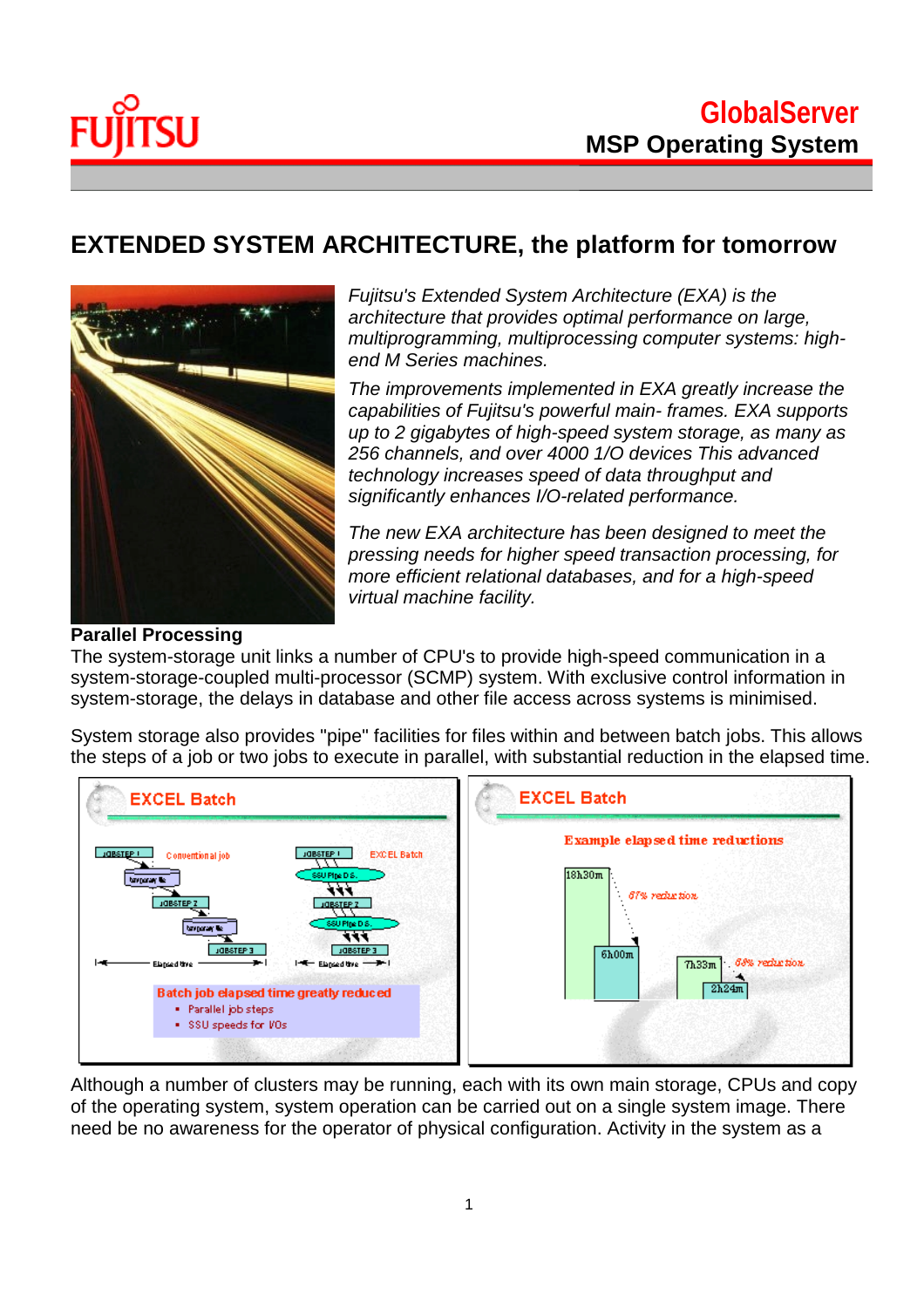# EXTENDED SYSTEM ARCHITECTURE, the platform for tomorrow

*Fujitsu's Extended System Architecture (EXA) is the architecture that provides optimal performance on large, multiprogramming, multiprocessing computer systems: high-end M Series machines.*

*The improvements implemented in EXA greatly increase the capabilities of Fujitsu's powerful main- frames. EXA supports up to 2 gigabytes of high-speed system storage, as many as 256 channels, and over 4000 1/O devices This advanced technology increases speed of data throughput and significantly enhances I/O-related performance.*

*The new EXA architecture has been designed to meet the pressing needs for higher speed transaction processing, for more efficient relational databases, and for a high-speed virtual machine facility.*

**Parallel Processing**

The system-storage unit links a number of CPU's to provide high-speed communication in a system-storage-coupled multi-processor (SCMP) system. With exclusive control information in system-storage, the delays in database and other file access across systems is minimised.

System storage also provides "pipe" facilities for files within and between batch jobs. This allows the steps of a job or two jobs to execute in parallel, with substantial reduction in the elapsed time.

Although a number of clusters may be running, each with its own main storage, CPUs and copy of the operating system, system operation can be carried out on a single system image. There need be no awareness for the operator of physical configuration. Activity in the system as a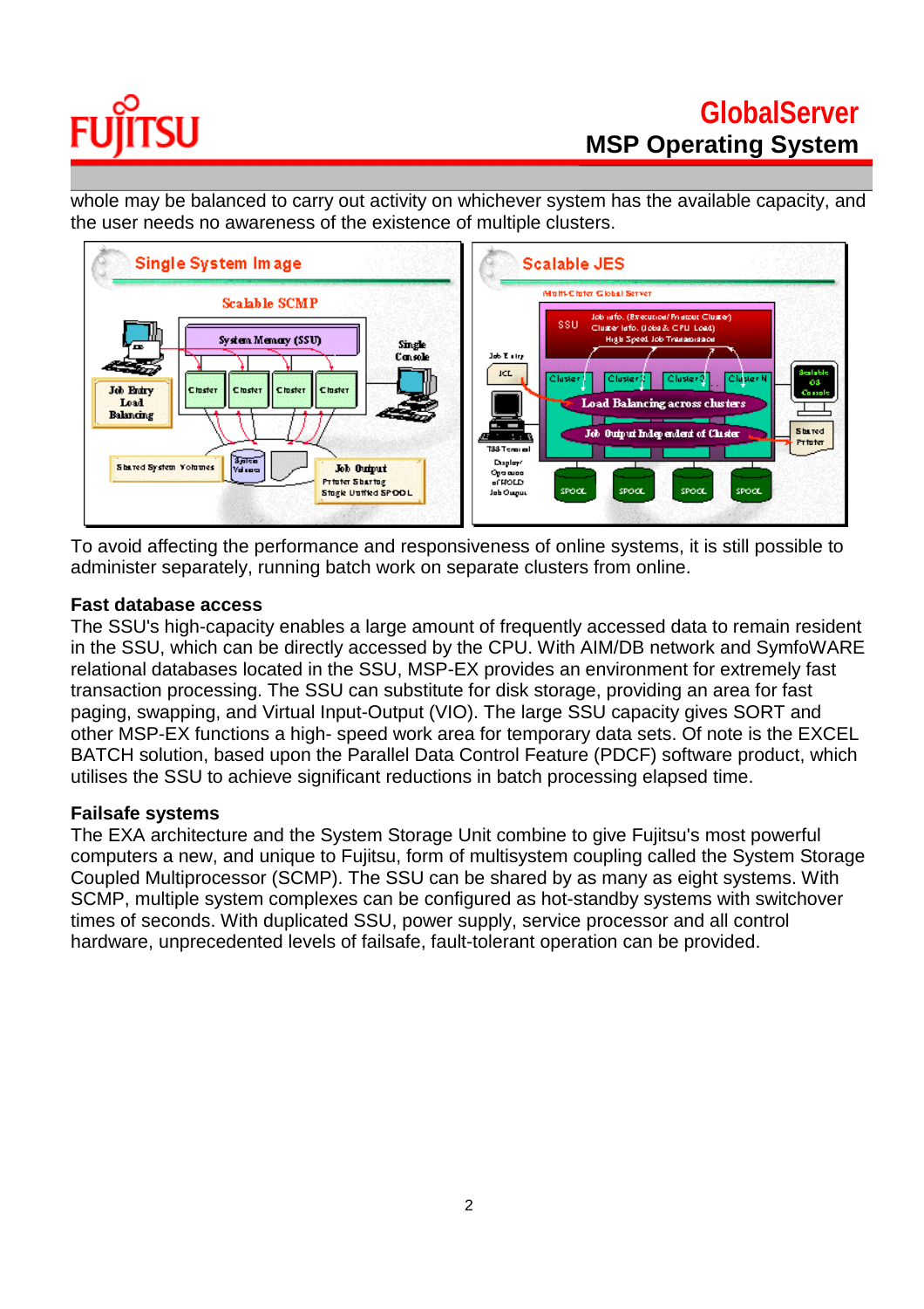whole may be balanced to carry out activity on whichever system has the available capacity, and the user needs no awareness of the existence of multiple clusters.

To avoid affecting the performance and responsiveness of online systems, it is still possible to administer separately, running batch work on separate clusters from online.

**Fast database access**

The SSU's high-capacity enables a large amount of frequently accessed data to remain resident in the SSU, which can be directly accessed by the CPU. With AIM/DB network and SymfoWARE relational databases located in the SSU, MSP-EX provides an environment for extremely fast transaction processing. The SSU can substitute for disk storage, providing an area for fast paging, swapping, and Virtual Input-Output (VIO). The large SSU capacity gives SORT and other MSP-EX functions a high- speed work area for temporary data sets. Of note is the EXCEL BATCH solution, based upon the Parallel Data Control Feature (PDCF) software product, which utilises the SSU to achieve significant reductions in batch processing elapsed time.

**Failsafe systems**

The EXA architecture and the System Storage Unit combine to give Fujitsu's most powerful computers a new, and unique to Fujitsu, form of multisystem coupling called the System Storage Coupled Multiprocessor (SCMP). The SSU can be shared by as many as eight systems. With SCMP, multiple system complexes can be configured as hot-standby systems with switchover times of seconds. With duplicated SSU, power supply, service processor and all control hardware, unprecedented levels of failsafe, fault-tolerant operation can be provided.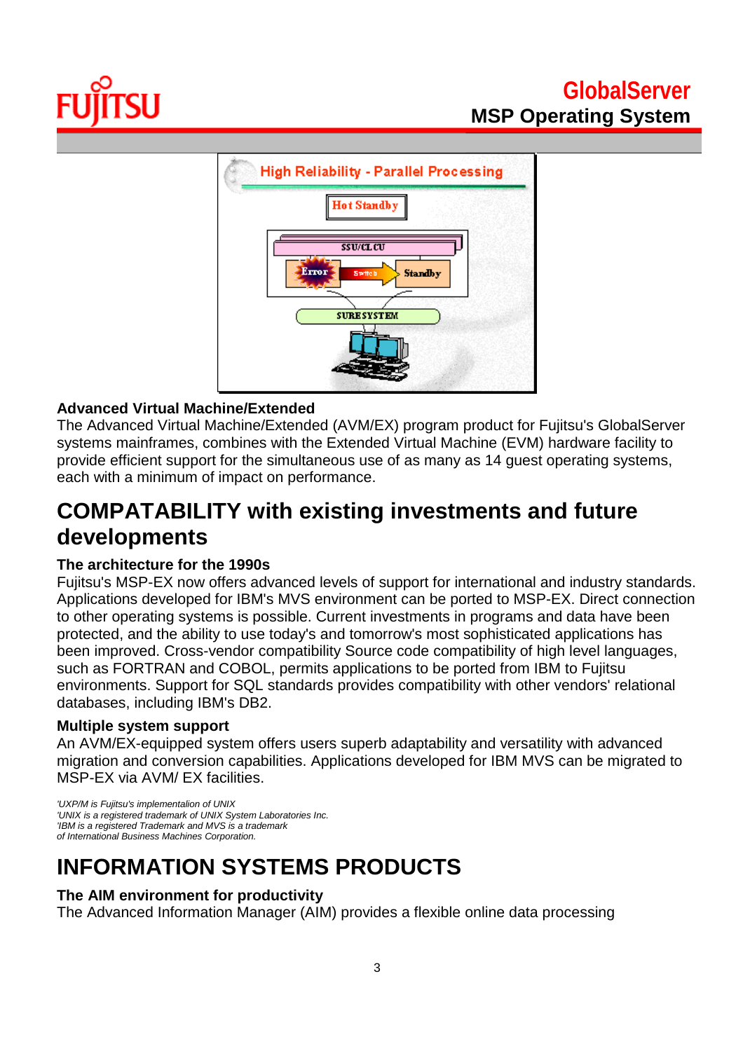### Advanced Virtual Machine/Extended

The Advanced Virtual Machine/Extended (AVM/EX) program product for Fujitsu's GlobalServer systems mainframes, combines with the Extended Virtual Machine (EVM) hardware facility to provide efficient support for the simultaneous use of as many as 14 guest operating systems, each with a minimum of impact on performance.

## COMPATABILITY with existing investments and future developments

### The architecture for the 1990s

Fujitsu's MSP-EX now offers advanced levels of support for international and industry standards. Applications developed for IBM's MVS environment can be ported to MSP-EX. Direct connection to other operating systems is possible. Current investments in programs and data have been protected, and the ability to use today's and tomorrow's most sophisticated applications has been improved. Cross-vendor compatibility Source code compatibility of high level languages, such as FORTRAN and COBOL, permits applications to be ported from IBM to Fujitsu environments. Support for SQL standards provides compatibility with other vendors' relational databases, including IBM's DB2.

### Multiple system support

An AVM/EX-equipped system offers users superb adaptability and versatility with advanced migration and conversion capabilities. Applications developed for IBM MVS can be migrated to MSP-EX via AVM/ EX facilities.

*'UXP/M is Fujitsu's implementalion of UNIX*
*'UNIX is a registered trademark of UNIX System Laboratories Inc.*
*'IBM is a registered Trademark and MVS is a trademark*
*of International Business Machines Corporation.*

## INFORMATION SYSTEMS PRODUCTS

### The AIM environment for productivity

The Advanced Information Manager (AIM) provides a flexible online data processing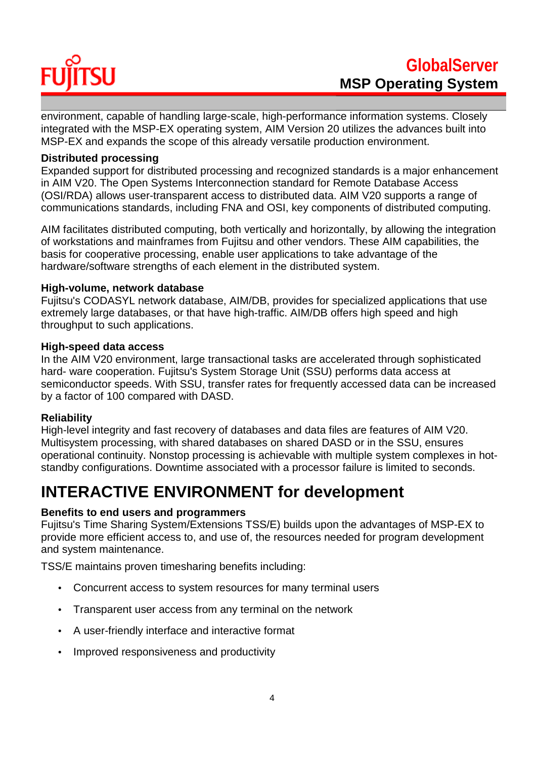environment, capable of handling large-scale, high-performance information systems. Closely integrated with the MSP-EX operating system, AIM Version 20 utilizes the advances built into MSP-EX and expands the scope of this already versatile production environment.

**Distributed processing**

Expanded support for distributed processing and recognized standards is a major enhancement in AIM V20. The Open Systems Interconnection standard for Remote Database Access (OSI/RDA) allows user-transparent access to distributed data. AIM V20 supports a range of communications standards, including FNA and OSI, key components of distributed computing.

AIM facilitates distributed computing, both vertically and horizontally, by allowing the integration of workstations and mainframes from Fujitsu and other vendors. These AIM capabilities, the basis for cooperative processing, enable user applications to take advantage of the hardware/software strengths of each element in the distributed system.

**High-volume, network database**

Fujitsu's CODASYL network database, AIM/DB, provides for specialized applications that use extremely large databases, or that have high-traffic. AIM/DB offers high speed and high throughput to such applications.

**High-speed data access**

In the AIM V20 environment, large transactional tasks are accelerated through sophisticated hard- ware cooperation. Fujitsu's System Storage Unit (SSU) performs data access at semiconductor speeds. With SSU, transfer rates for frequently accessed data can be increased by a factor of 100 compared with DASD.

**Reliability**

High-level integrity and fast recovery of databases and data files are features of AIM V20. Multisystem processing, with shared databases on shared DASD or in the SSU, ensures operational continuity. Nonstop processing is achievable with multiple system complexes in hot-standby configurations. Downtime associated with a processor failure is limited to seconds.

# INTERACTIVE ENVIRONMENT for development

**Benefits to end users and programmers**

Fujitsu's Time Sharing System/Extensions TSS/E) builds upon the advantages of MSP-EX to provide more efficient access to, and use of, the resources needed for program development and system maintenance.

TSS/E maintains proven timesharing benefits including:

- Concurrent access to system resources for many terminal users
- Transparent user access from any terminal on the network
- A user-friendly interface and interactive format
- Improved responsiveness and productivity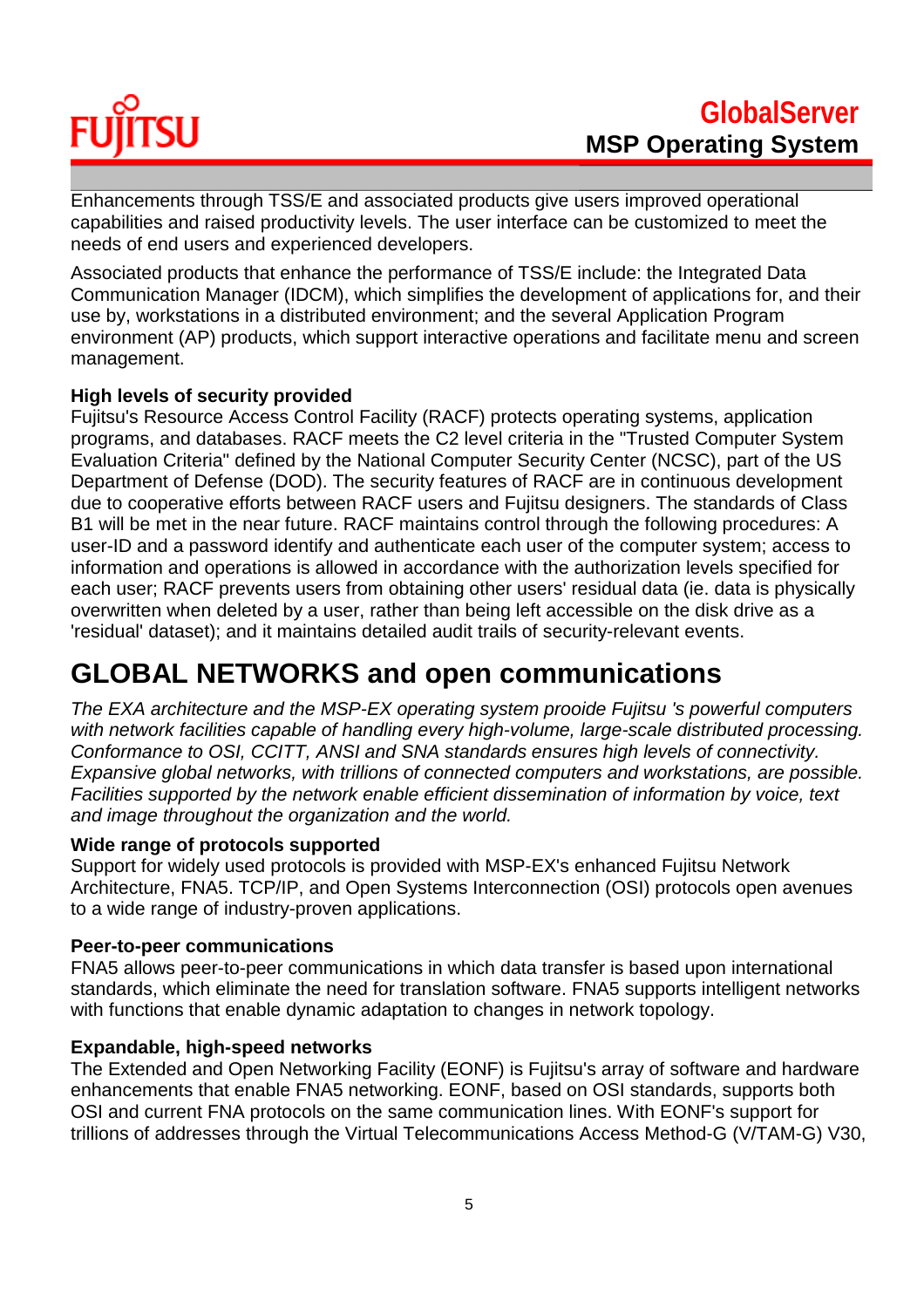Enhancements through TSS/E and associated products give users improved operational capabilities and raised productivity levels. The user interface can be customized to meet the needs of end users and experienced developers.

Associated products that enhance the performance of TSS/E include: the Integrated Data Communication Manager (IDCM), which simplifies the development of applications for, and their use by, workstations in a distributed environment; and the several Application Program environment (AP) products, which support interactive operations and facilitate menu and screen management.

**High levels of security provided**
Fujitsu's Resource Access Control Facility (RACF) protects operating systems, application programs, and databases. RACF meets the C2 level criteria in the "Trusted Computer System Evaluation Criteria" defined by the National Computer Security Center (NCSC), part of the US Department of Defense (DOD). The security features of RACF are in continuous development due to cooperative efforts between RACF users and Fujitsu designers. The standards of Class B1 will be met in the near future. RACF maintains control through the following procedures: A user-ID and a password identify and authenticate each user of the computer system; access to information and operations is allowed in accordance with the authorization levels specified for each user; RACF prevents users from obtaining other users' residual data (ie. data is physically overwritten when deleted by a user, rather than being left accessible on the disk drive as a 'residual' dataset); and it maintains detailed audit trails of security-relevant events.

# GLOBAL NETWORKS and open communications

*The EXA architecture and the MSP-EX operating system prooide Fujitsu 's powerful computers with network facilities capable of handling every high-volume, large-scale distributed processing. Conformance to OSI, CCITT, ANSI and SNA standards ensures high levels of connectivity. Expansive global networks, with trillions of connected computers and workstations, are possible. Facilities supported by the network enable efficient dissemination of information by voice, text and image throughout the organization and the world.*

**Wide range of protocols supported**
Support for widely used protocols is provided with MSP-EX's enhanced Fujitsu Network Architecture, FNA5. TCP/IP, and Open Systems Interconnection (OSI) protocols open avenues to a wide range of industry-proven applications.

**Peer-to-peer communications**
FNA5 allows peer-to-peer communications in which data transfer is based upon international standards, which eliminate the need for translation software. FNA5 supports intelligent networks with functions that enable dynamic adaptation to changes in network topology.

**Expandable, high-speed networks**
The Extended and Open Networking Facility (EONF) is Fujitsu's array of software and hardware enhancements that enable FNA5 networking. EONF, based on OSI standards, supports both OSI and current FNA protocols on the same communication lines. With EONF's support for trillions of addresses through the Virtual Telecommunications Access Method-G (V/TAM-G) V30,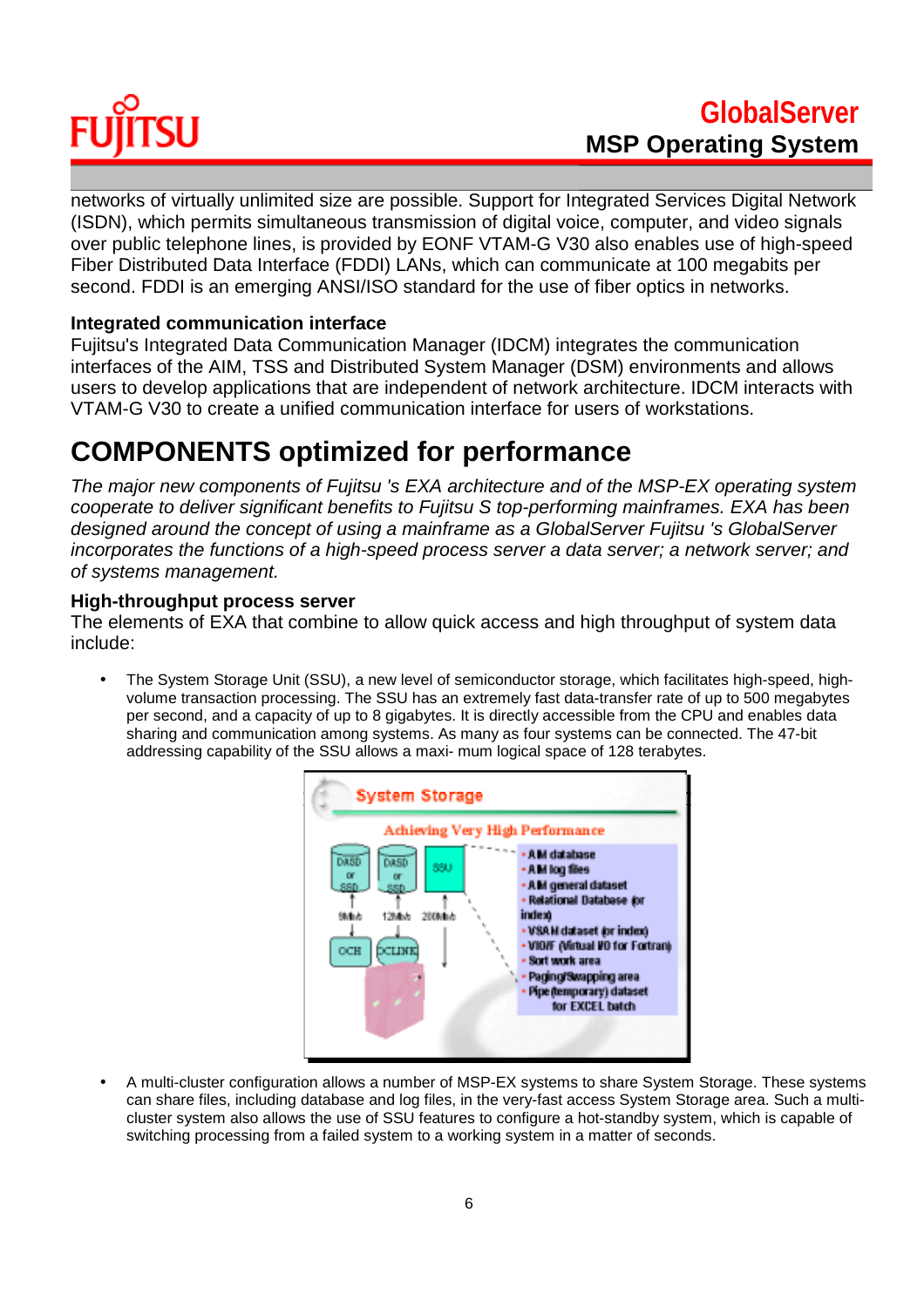networks of virtually unlimited size are possible. Support for Integrated Services Digital Network (ISDN), which permits simultaneous transmission of digital voice, computer, and video signals over public telephone lines, is provided by EONF VTAM-G V30 also enables use of high-speed Fiber Distributed Data Interface (FDDI) LANs, which can communicate at 100 megabits per second. FDDI is an emerging ANSI/ISO standard for the use of fiber optics in networks.

### Integrated communication interface

Fujitsu's Integrated Data Communication Manager (IDCM) integrates the communication interfaces of the AIM, TSS and Distributed System Manager (DSM) environments and allows users to develop applications that are independent of network architecture. IDCM interacts with VTAM-G V30 to create a unified communication interface for users of workstations.

## COMPONENTS optimized for performance

*The major new components of Fujitsu 's EXA architecture and of the MSP-EX operating system cooperate to deliver significant benefits to Fujitsu S top-performing mainframes. EXA has been designed around the concept of using a mainframe as a GlobalServer Fujitsu 's GlobalServer incorporates the functions of a high-speed process server a data server; a network server; and of systems management.*

### High-throughput process server

The elements of EXA that combine to allow quick access and high throughput of system data include:

- The System Storage Unit (SSU), a new level of semiconductor storage, which facilitates high-speed, high-volume transaction processing. The SSU has an extremely fast data-transfer rate of up to 500 megabytes per second, and a capacity of up to 8 gigabytes. It is directly accessible from the CPU and enables data sharing and communication among systems. As many as four systems can be connected. The 47-bit addressing capability of the SSU allows a maxi- mum logical space of 128 terabytes.

- A multi-cluster configuration allows a number of MSP-EX systems to share System Storage. These systems can share files, including database and log files, in the very-fast access System Storage area. Such a multi-cluster system also allows the use of SSU features to configure a hot-standby system, which is capable of switching processing from a failed system to a working system in a matter of seconds.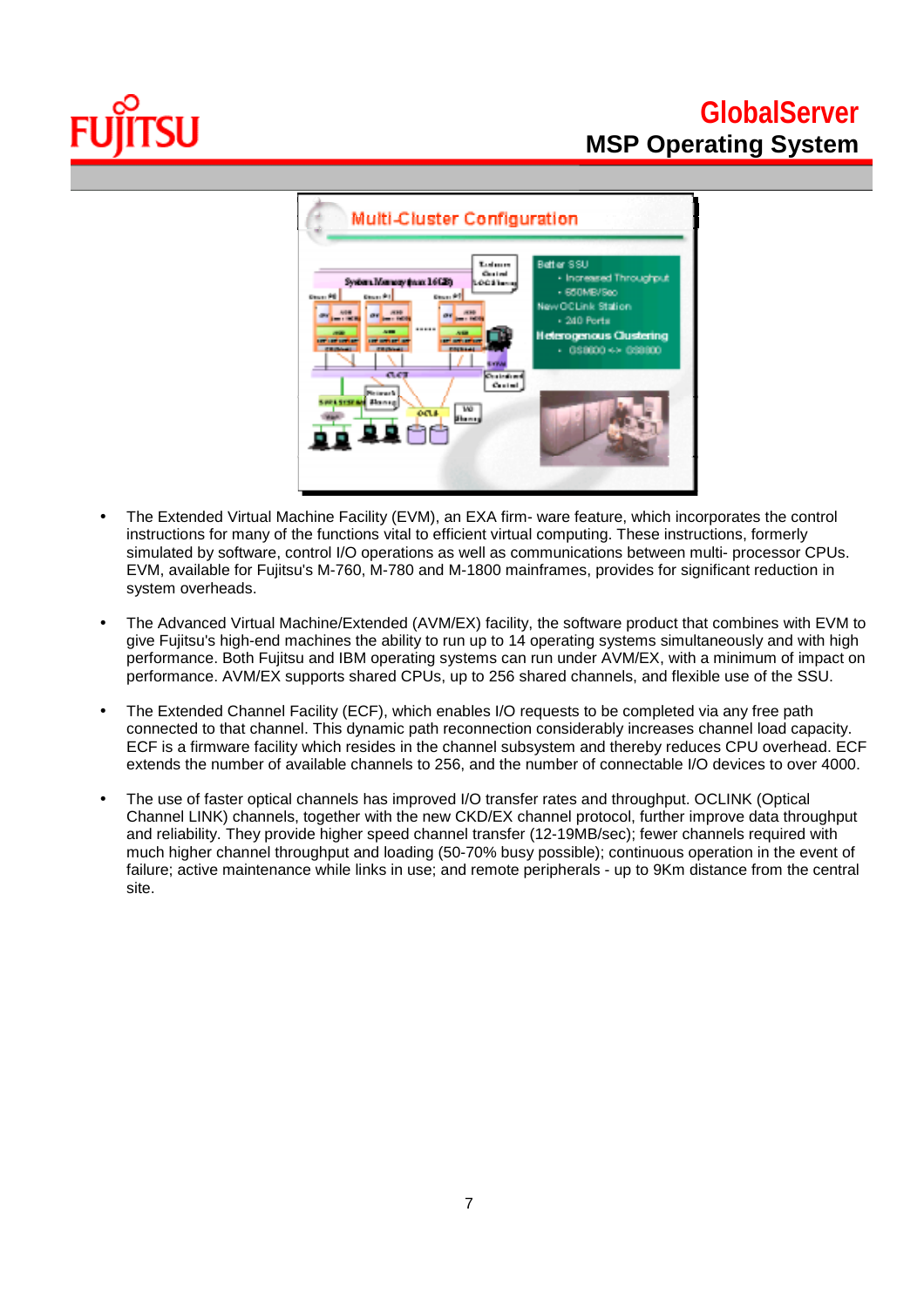- The Extended Virtual Machine Facility (EVM), an EXA firm- ware feature, which incorporates the control instructions for many of the functions vital to efficient virtual computing. These instructions, formerly simulated by software, control I/O operations as well as communications between multi- processor CPUs. EVM, available for Fujitsu's M-760, M-780 and M-1800 mainframes, provides for significant reduction in system overheads.

- The Advanced Virtual Machine/Extended (AVM/EX) facility, the software product that combines with EVM to give Fujitsu's high-end machines the ability to run up to 14 operating systems simultaneously and with high performance. Both Fujitsu and IBM operating systems can run under AVM/EX, with a minimum of impact on performance. AVM/EX supports shared CPUs, up to 256 shared channels, and flexible use of the SSU.

- The Extended Channel Facility (ECF), which enables I/O requests to be completed via any free path connected to that channel. This dynamic path reconnection considerably increases channel load capacity. ECF is a firmware facility which resides in the channel subsystem and thereby reduces CPU overhead. ECF extends the number of available channels to 256, and the number of connectable I/O devices to over 4000.

- The use of faster optical channels has improved I/O transfer rates and throughput. OCLINK (Optical Channel LINK) channels, together with the new CKD/EX channel protocol, further improve data throughput and reliability. They provide higher speed channel transfer (12-19MB/sec); fewer channels required with much higher channel throughput and loading (50-70% busy possible); continuous operation in the event of failure; active maintenance while links in use; and remote peripherals - up to 9Km distance from the central site.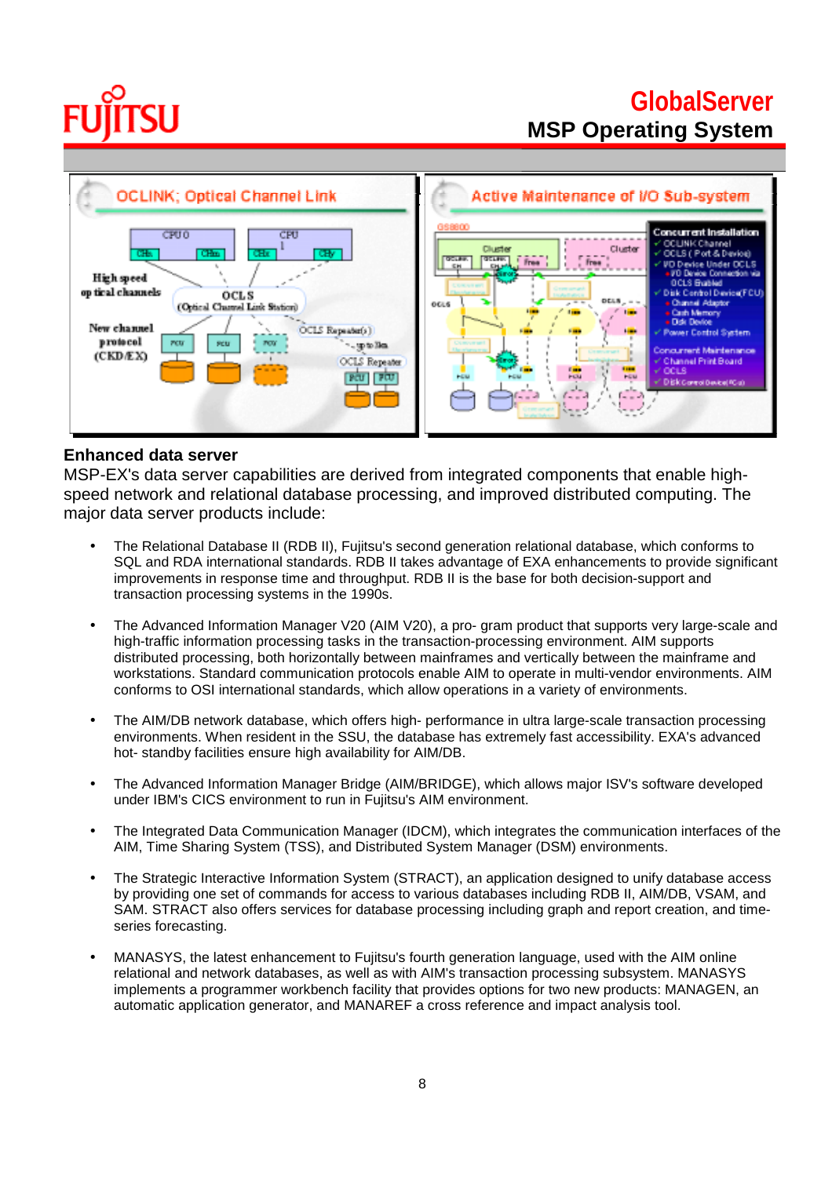## Enhanced data server

MSP-EX's data server capabilities are derived from integrated components that enable high-speed network and relational database processing, and improved distributed computing. The major data server products include:

- The Relational Database II (RDB II), Fujitsu's second generation relational database, which conforms to SQL and RDA international standards. RDB II takes advantage of EXA enhancements to provide significant improvements in response time and throughput. RDB II is the base for both decision-support and transaction processing systems in the 1990s.

- The Advanced Information Manager V20 (AIM V20), a pro- gram product that supports very large-scale and high-traffic information processing tasks in the transaction-processing environment. AIM supports distributed processing, both horizontally between mainframes and vertically between the mainframe and workstations. Standard communication protocols enable AIM to operate in multi-vendor environments. AIM conforms to OSI international standards, which allow operations in a variety of environments.

- The AIM/DB network database, which offers high- performance in ultra large-scale transaction processing environments. When resident in the SSU, the database has extremely fast accessibility. EXA's advanced hot- standby facilities ensure high availability for AIM/DB.

- The Advanced Information Manager Bridge (AIM/BRIDGE), which allows major ISV's software developed under IBM's CICS environment to run in Fujitsu's AIM environment.

- The Integrated Data Communication Manager (IDCM), which integrates the communication interfaces of the AIM, Time Sharing System (TSS), and Distributed System Manager (DSM) environments.

- The Strategic Interactive Information System (STRACT), an application designed to unify database access by providing one set of commands for access to various databases including RDB II, AIM/DB, VSAM, and SAM. STRACT also offers services for database processing including graph and report creation, and time-series forecasting.

- MANASYS, the latest enhancement to Fujitsu's fourth generation language, used with the AIM online relational and network databases, as well as with AIM's transaction processing subsystem. MANASYS implements a programmer workbench facility that provides options for two new products: MANAGEN, an automatic application generator, and MANAREF a cross reference and impact analysis tool.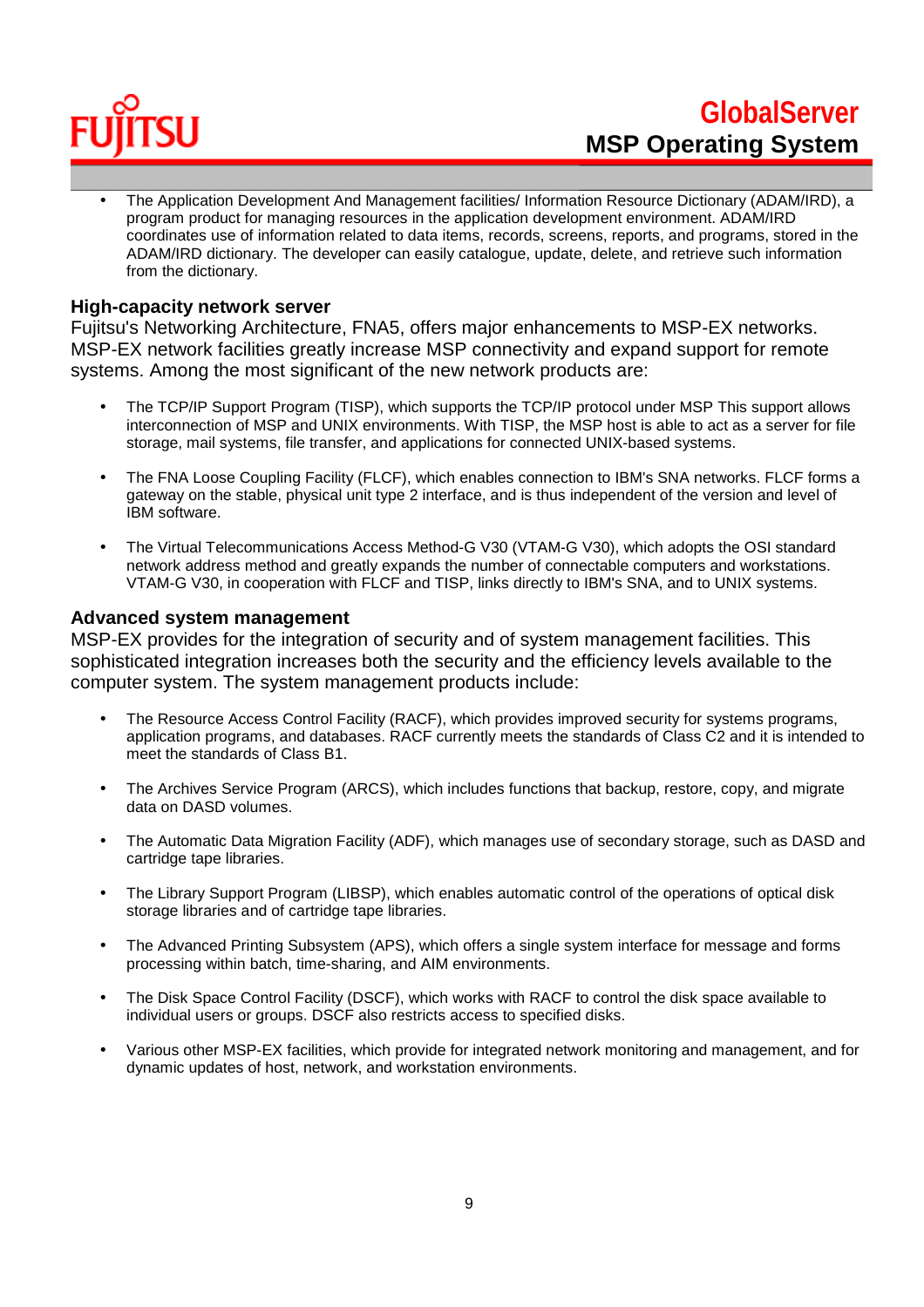- The Application Development And Management facilities/ Information Resource Dictionary (ADAM/IRD), a program product for managing resources in the application development environment. ADAM/IRD coordinates use of information related to data items, records, screens, reports, and programs, stored in the ADAM/IRD dictionary. The developer can easily catalogue, update, delete, and retrieve such information from the dictionary.

## High-capacity network server

Fujitsu's Networking Architecture, FNA5, offers major enhancements to MSP-EX networks. MSP-EX network facilities greatly increase MSP connectivity and expand support for remote systems. Among the most significant of the new network products are:

- The TCP/IP Support Program (TISP), which supports the TCP/IP protocol under MSP This support allows interconnection of MSP and UNIX environments. With TISP, the MSP host is able to act as a server for file storage, mail systems, file transfer, and applications for connected UNIX-based systems.

- The FNA Loose Coupling Facility (FLCF), which enables connection to IBM's SNA networks. FLCF forms a gateway on the stable, physical unit type 2 interface, and is thus independent of the version and level of IBM software.

- The Virtual Telecommunications Access Method-G V30 (VTAM-G V30), which adopts the OSI standard network address method and greatly expands the number of connectable computers and workstations. VTAM-G V30, in cooperation with FLCF and TISP, links directly to IBM's SNA, and to UNIX systems.

## Advanced system management

MSP-EX provides for the integration of security and of system management facilities. This sophisticated integration increases both the security and the efficiency levels available to the computer system. The system management products include:

- The Resource Access Control Facility (RACF), which provides improved security for systems programs, application programs, and databases. RACF currently meets the standards of Class C2 and it is intended to meet the standards of Class B1.

- The Archives Service Program (ARCS), which includes functions that backup, restore, copy, and migrate data on DASD volumes.

- The Automatic Data Migration Facility (ADF), which manages use of secondary storage, such as DASD and cartridge tape libraries.

- The Library Support Program (LIBSP), which enables automatic control of the operations of optical disk storage libraries and of cartridge tape libraries.

- The Advanced Printing Subsystem (APS), which offers a single system interface for message and forms processing within batch, time-sharing, and AIM environments.

- The Disk Space Control Facility (DSCF), which works with RACF to control the disk space available to individual users or groups. DSCF also restricts access to specified disks.

- Various other MSP-EX facilities, which provide for integrated network monitoring and management, and for dynamic updates of host, network, and workstation environments.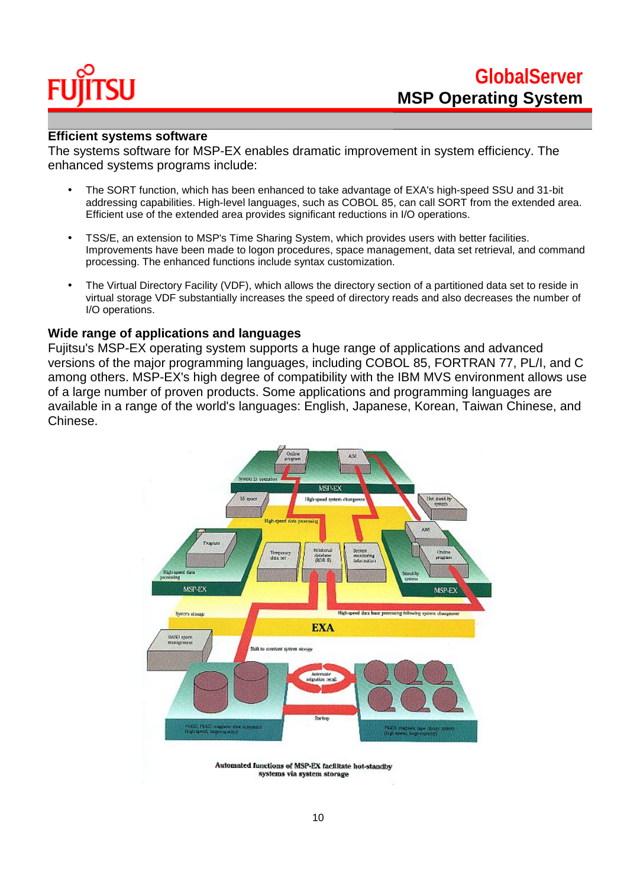## Efficient systems software

The systems software for MSP-EX enables dramatic improvement in system efficiency. The enhanced systems programs include:

- The SORT function, which has been enhanced to take advantage of EXA's high-speed SSU and 31-bit addressing capabilities. High-level languages, such as COBOL 85, can call SORT from the extended area. Efficient use of the extended area provides significant reductions in I/O operations.
- TSS/E, an extension to MSP's Time Sharing System, which provides users with better facilities. Improvements have been made to logon procedures, space management, data set retrieval, and command processing. The enhanced functions include syntax customization.
- The Virtual Directory Facility (VDF), which allows the directory section of a partitioned data set to reside in virtual storage VDF substantially increases the speed of directory reads and also decreases the number of I/O operations.

## Wide range of applications and languages

Fujitsu's MSP-EX operating system supports a huge range of applications and advanced versions of the major programming languages, including COBOL 85, FORTRAN 77, PL/I, and C among others. MSP-EX's high degree of compatibility with the IBM MVS environment allows use of a large number of proven products. Some applications and programming languages are available in a range of the world's languages: English, Japanese, Korean, Taiwan Chinese, and Chinese.

Automated functions of MSP-EX facilitate hot-standby systems via system storage